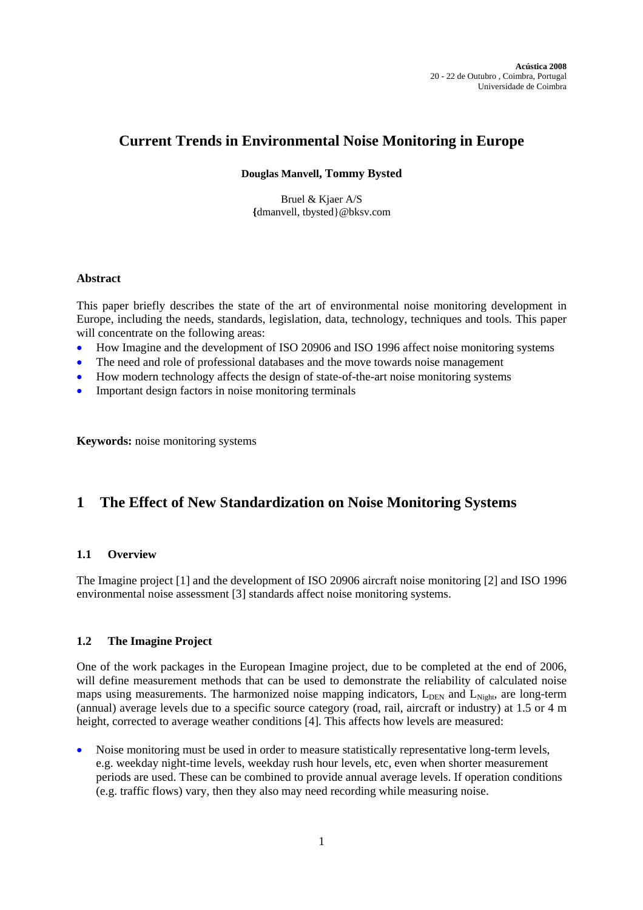Acústica 2008
20 - 22 de Outubro , Coimbra, Portugal
Universidade de Coimbra

# Current Trends in Environmental Noise Monitoring in Europe

**Douglas Manvell, Tommy Bysted**

Bruel & Kjaer A/S
{dmanvell, tbysted}@bksv.com

**Abstract**

This paper briefly describes the state of the art of environmental noise monitoring development in Europe, including the needs, standards, legislation, data, technology, techniques and tools. This paper will concentrate on the following areas:

- How Imagine and the development of ISO 20906 and ISO 1996 affect noise monitoring systems
- The need and role of professional databases and the move towards noise management
- How modern technology affects the design of state-of-the-art noise monitoring systems
- Important design factors in noise monitoring terminals

**Keywords:** noise monitoring systems

## 1 The Effect of New Standardization on Noise Monitoring Systems

### 1.1 Overview

The Imagine project [1] and the development of ISO 20906 aircraft noise monitoring [2] and ISO 1996 environmental noise assessment [3] standards affect noise monitoring systems.

### 1.2 The Imagine Project

One of the work packages in the European Imagine project, due to be completed at the end of 2006, will define measurement methods that can be used to demonstrate the reliability of calculated noise maps using measurements. The harmonized noise mapping indicators, $L_{DEN}$ and $L_{Night}$, are long-term (annual) average levels due to a specific source category (road, rail, aircraft or industry) at 1.5 or 4 m height, corrected to average weather conditions [4]. This affects how levels are measured:

- Noise monitoring must be used in order to measure statistically representative long-term levels, e.g. weekday night-time levels, weekday rush hour levels, etc, even when shorter measurement periods are used. These can be combined to provide annual average levels. If operation conditions (e.g. traffic flows) vary, then they also may need recording while measuring noise.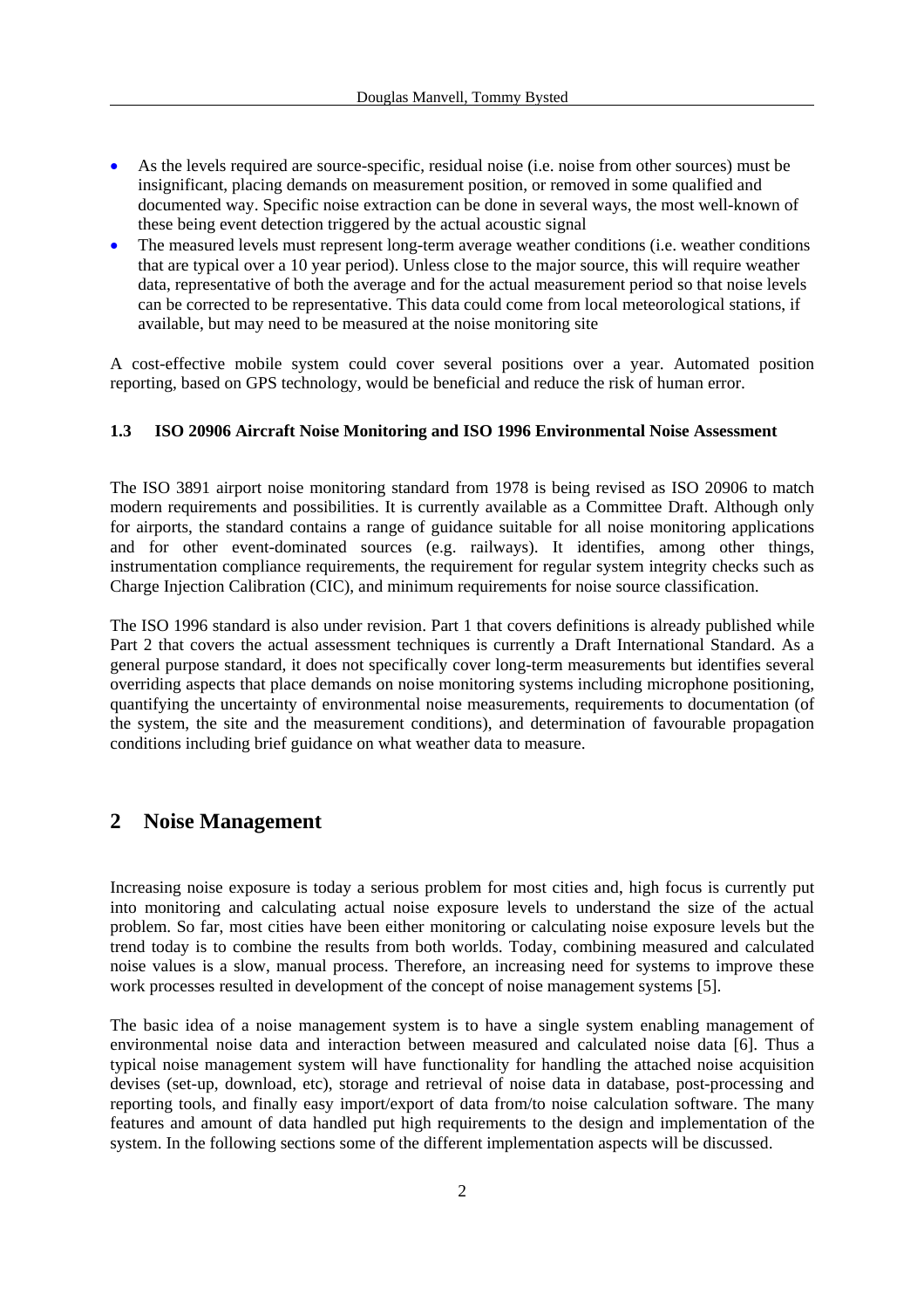- As the levels required are source-specific, residual noise (i.e. noise from other sources) must be insignificant, placing demands on measurement position, or removed in some qualified and documented way. Specific noise extraction can be done in several ways, the most well-known of these being event detection triggered by the actual acoustic signal
- The measured levels must represent long-term average weather conditions (i.e. weather conditions that are typical over a 10 year period). Unless close to the major source, this will require weather data, representative of both the average and for the actual measurement period so that noise levels can be corrected to be representative. This data could come from local meteorological stations, if available, but may need to be measured at the noise monitoring site

A cost-effective mobile system could cover several positions over a year. Automated position reporting, based on GPS technology, would be beneficial and reduce the risk of human error.

### 1.3 ISO 20906 Aircraft Noise Monitoring and ISO 1996 Environmental Noise Assessment

The ISO 3891 airport noise monitoring standard from 1978 is being revised as ISO 20906 to match modern requirements and possibilities. It is currently available as a Committee Draft. Although only for airports, the standard contains a range of guidance suitable for all noise monitoring applications and for other event-dominated sources (e.g. railways). It identifies, among other things, instrumentation compliance requirements, the requirement for regular system integrity checks such as Charge Injection Calibration (CIC), and minimum requirements for noise source classification.

The ISO 1996 standard is also under revision. Part 1 that covers definitions is already published while Part 2 that covers the actual assessment techniques is currently a Draft International Standard. As a general purpose standard, it does not specifically cover long-term measurements but identifies several overriding aspects that place demands on noise monitoring systems including microphone positioning, quantifying the uncertainty of environmental noise measurements, requirements to documentation (of the system, the site and the measurement conditions), and determination of favourable propagation conditions including brief guidance on what weather data to measure.

## 2 Noise Management

Increasing noise exposure is today a serious problem for most cities and, high focus is currently put into monitoring and calculating actual noise exposure levels to understand the size of the actual problem. So far, most cities have been either monitoring or calculating noise exposure levels but the trend today is to combine the results from both worlds. Today, combining measured and calculated noise values is a slow, manual process. Therefore, an increasing need for systems to improve these work processes resulted in development of the concept of noise management systems [5].

The basic idea of a noise management system is to have a single system enabling management of environmental noise data and interaction between measured and calculated noise data [6]. Thus a typical noise management system will have functionality for handling the attached noise acquisition devises (set-up, download, etc), storage and retrieval of noise data in database, post-processing and reporting tools, and finally easy import/export of data from/to noise calculation software. The many features and amount of data handled put high requirements to the design and implementation of the system. In the following sections some of the different implementation aspects will be discussed.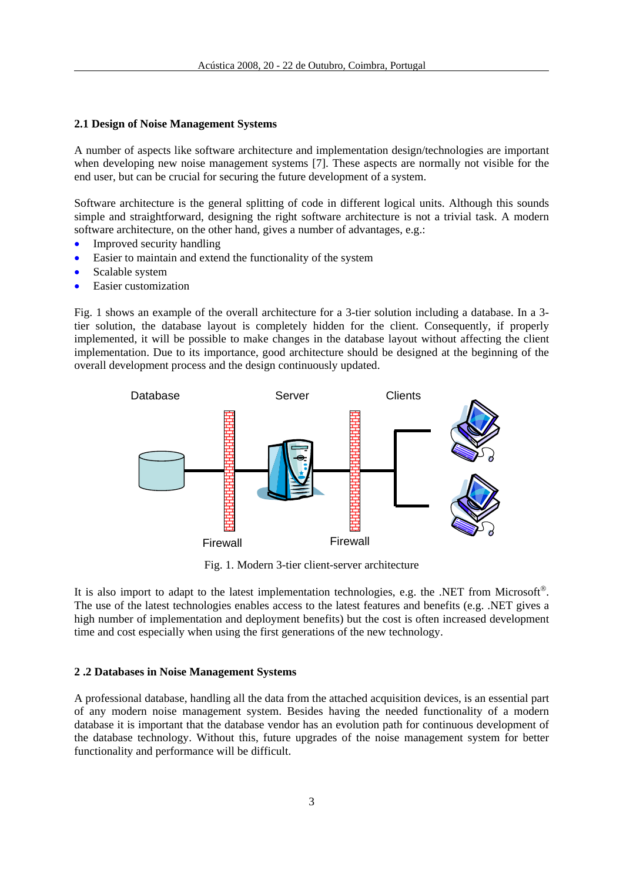## 2.1 Design of Noise Management Systems

A number of aspects like software architecture and implementation design/technologies are important when developing new noise management systems [7]. These aspects are normally not visible for the end user, but can be crucial for securing the future development of a system.

Software architecture is the general splitting of code in different logical units. Although this sounds simple and straightforward, designing the right software architecture is not a trivial task. A modern software architecture, on the other hand, gives a number of advantages, e.g.:

- Improved security handling
- Easier to maintain and extend the functionality of the system
- Scalable system
- Easier customization

Fig. 1 shows an example of the overall architecture for a 3-tier solution including a database. In a 3-tier solution, the database layout is completely hidden for the client. Consequently, if properly implemented, it will be possible to make changes in the database layout without affecting the client implementation. Due to its importance, good architecture should be designed at the beginning of the overall development process and the design continuously updated.

Database Server Clients

Firewall Firewall

Fig. 1. Modern 3-tier client-server architecture

It is also import to adapt to the latest implementation technologies, e.g. the .NET from Microsoft®. The use of the latest technologies enables access to the latest features and benefits (e.g. .NET gives a high number of implementation and deployment benefits) but the cost is often increased development time and cost especially when using the first generations of the new technology.

## 2 .2 Databases in Noise Management Systems

A professional database, handling all the data from the attached acquisition devices, is an essential part of any modern noise management system. Besides having the needed functionality of a modern database it is important that the database vendor has an evolution path for continuous development of the database technology. Without this, future upgrades of the noise management system for better functionality and performance will be difficult.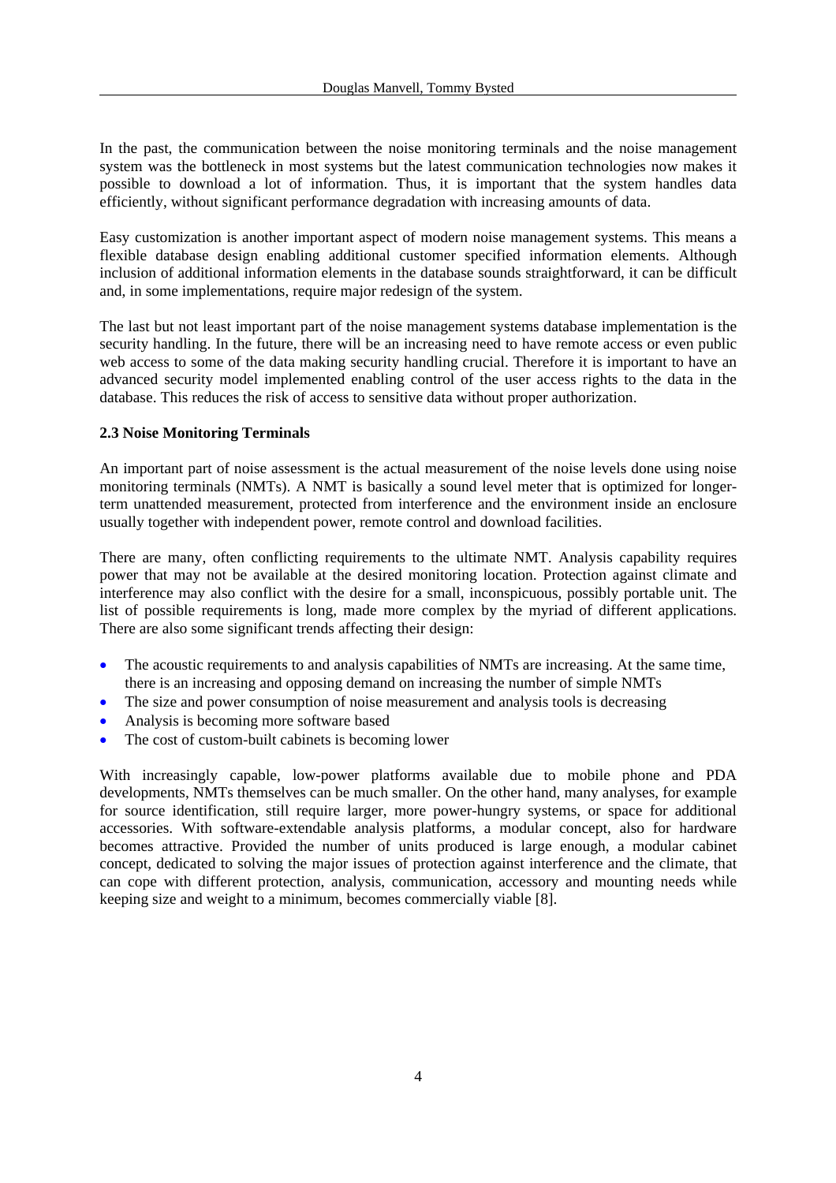In the past, the communication between the noise monitoring terminals and the noise management system was the bottleneck in most systems but the latest communication technologies now makes it possible to download a lot of information. Thus, it is important that the system handles data efficiently, without significant performance degradation with increasing amounts of data.

Easy customization is another important aspect of modern noise management systems. This means a flexible database design enabling additional customer specified information elements. Although inclusion of additional information elements in the database sounds straightforward, it can be difficult and, in some implementations, require major redesign of the system.

The last but not least important part of the noise management systems database implementation is the security handling. In the future, there will be an increasing need to have remote access or even public web access to some of the data making security handling crucial. Therefore it is important to have an advanced security model implemented enabling control of the user access rights to the data in the database. This reduces the risk of access to sensitive data without proper authorization.

### 2.3 Noise Monitoring Terminals

An important part of noise assessment is the actual measurement of the noise levels done using noise monitoring terminals (NMTs). A NMT is basically a sound level meter that is optimized for longer-term unattended measurement, protected from interference and the environment inside an enclosure usually together with independent power, remote control and download facilities.

There are many, often conflicting requirements to the ultimate NMT. Analysis capability requires power that may not be available at the desired monitoring location. Protection against climate and interference may also conflict with the desire for a small, inconspicuous, possibly portable unit. The list of possible requirements is long, made more complex by the myriad of different applications. There are also some significant trends affecting their design:

- The acoustic requirements to and analysis capabilities of NMTs are increasing. At the same time, there is an increasing and opposing demand on increasing the number of simple NMTs
- The size and power consumption of noise measurement and analysis tools is decreasing
- Analysis is becoming more software based
- The cost of custom-built cabinets is becoming lower

With increasingly capable, low-power platforms available due to mobile phone and PDA developments, NMTs themselves can be much smaller. On the other hand, many analyses, for example for source identification, still require larger, more power-hungry systems, or space for additional accessories. With software-extendable analysis platforms, a modular concept, also for hardware becomes attractive. Provided the number of units produced is large enough, a modular cabinet concept, dedicated to solving the major issues of protection against interference and the climate, that can cope with different protection, analysis, communication, accessory and mounting needs while keeping size and weight to a minimum, becomes commercially viable [8].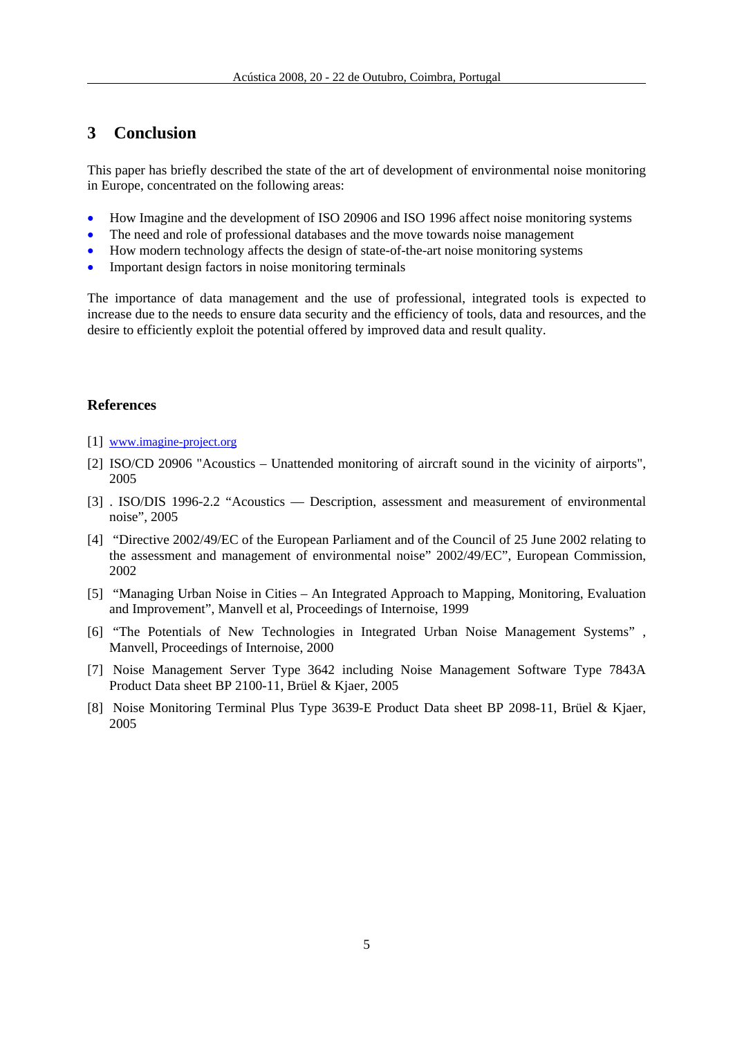## 3 Conclusion

This paper has briefly described the state of the art of development of environmental noise monitoring in Europe, concentrated on the following areas:

- How Imagine and the development of ISO 20906 and ISO 1996 affect noise monitoring systems
- The need and role of professional databases and the move towards noise management
- How modern technology affects the design of state-of-the-art noise monitoring systems
- Important design factors in noise monitoring terminals

The importance of data management and the use of professional, integrated tools is expected to increase due to the needs to ensure data security and the efficiency of tools, data and resources, and the desire to efficiently exploit the potential offered by improved data and result quality.

### References

[1] www.imagine-project.org

[2] ISO/CD 20906 "Acoustics – Unattended monitoring of aircraft sound in the vicinity of airports", 2005

[3] . ISO/DIS 1996-2.2 "Acoustics — Description, assessment and measurement of environmental noise", 2005

[4] "Directive 2002/49/EC of the European Parliament and of the Council of 25 June 2002 relating to the assessment and management of environmental noise" 2002/49/EC", European Commission, 2002

[5] "Managing Urban Noise in Cities – An Integrated Approach to Mapping, Monitoring, Evaluation and Improvement", Manvell et al, Proceedings of Internoise, 1999

[6] "The Potentials of New Technologies in Integrated Urban Noise Management Systems" , Manvell, Proceedings of Internoise, 2000

[7] Noise Management Server Type 3642 including Noise Management Software Type 7843A Product Data sheet BP 2100-11, Brüel & Kjaer, 2005

[8] Noise Monitoring Terminal Plus Type 3639-E Product Data sheet BP 2098-11, Brüel & Kjaer, 2005